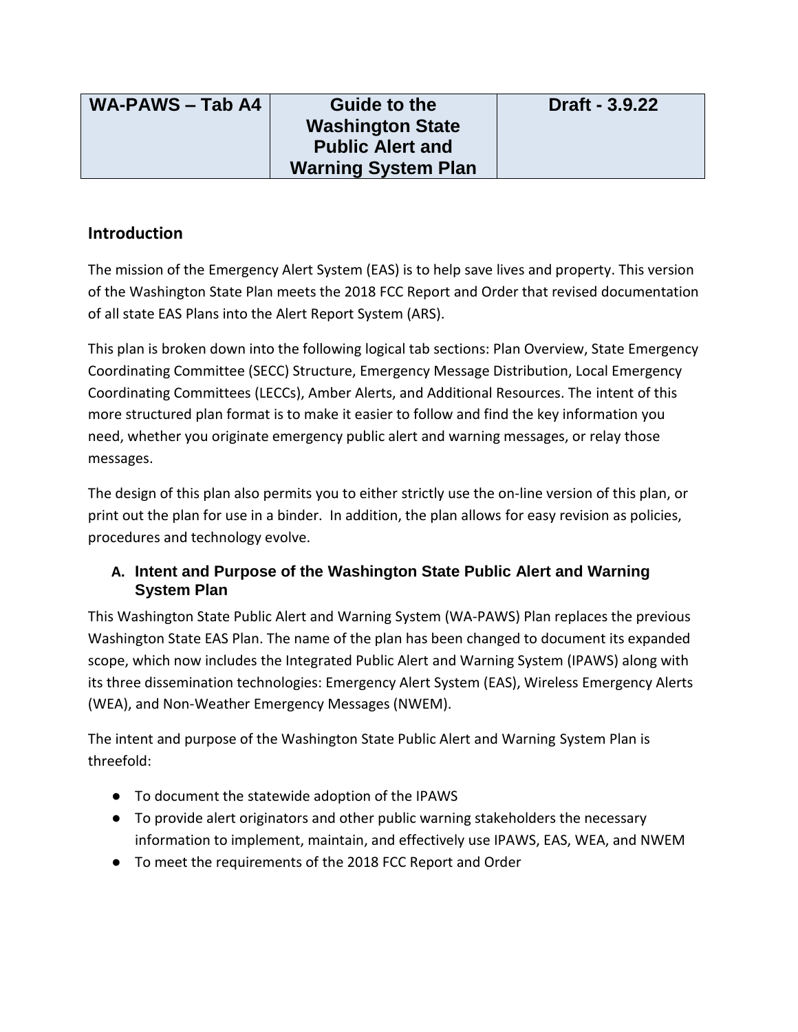| WA-PAWS – Tab A4 | Guide to the Washington State Public Alert and Warning System Plan | Draft - 3.9.22 |
|---|---|---|

## Introduction

The mission of the Emergency Alert System (EAS) is to help save lives and property. This version of the Washington State Plan meets the 2018 FCC Report and Order that revised documentation of all state EAS Plans into the Alert Report System (ARS).

This plan is broken down into the following logical tab sections: Plan Overview, State Emergency Coordinating Committee (SECC) Structure, Emergency Message Distribution, Local Emergency Coordinating Committees (LECCs), Amber Alerts, and Additional Resources. The intent of this more structured plan format is to make it easier to follow and find the key information you need, whether you originate emergency public alert and warning messages, or relay those messages.

The design of this plan also permits you to either strictly use the on-line version of this plan, or print out the plan for use in a binder. In addition, the plan allows for easy revision as policies, procedures and technology evolve.

### A. Intent and Purpose of the Washington State Public Alert and Warning System Plan

This Washington State Public Alert and Warning System (WA-PAWS) Plan replaces the previous Washington State EAS Plan. The name of the plan has been changed to document its expanded scope, which now includes the Integrated Public Alert and Warning System (IPAWS) along with its three dissemination technologies: Emergency Alert System (EAS), Wireless Emergency Alerts (WEA), and Non-Weather Emergency Messages (NWEM).

The intent and purpose of the Washington State Public Alert and Warning System Plan is threefold:

- To document the statewide adoption of the IPAWS
- To provide alert originators and other public warning stakeholders the necessary information to implement, maintain, and effectively use IPAWS, EAS, WEA, and NWEM
- To meet the requirements of the 2018 FCC Report and Order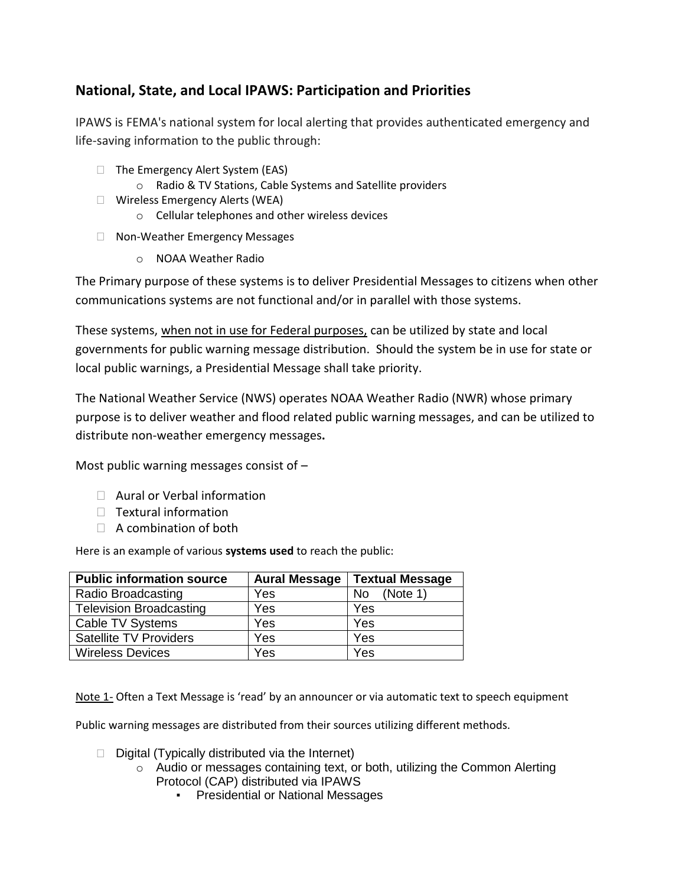## National, State, and Local IPAWS: Participation and Priorities

IPAWS is FEMA's national system for local alerting that provides authenticated emergency and life-saving information to the public through:

- The Emergency Alert System (EAS)
  - Radio & TV Stations, Cable Systems and Satellite providers
- Wireless Emergency Alerts (WEA)
  - Cellular telephones and other wireless devices
- Non-Weather Emergency Messages
  - NOAA Weather Radio

The Primary purpose of these systems is to deliver Presidential Messages to citizens when other communications systems are not functional and/or in parallel with those systems.

These systems, <u>when not in use for Federal purposes,</u> can be utilized by state and local governments for public warning message distribution. Should the system be in use for state or local public warnings, a Presidential Message shall take priority.

The National Weather Service (NWS) operates NOAA Weather Radio (NWR) whose primary purpose is to deliver weather and flood related public warning messages, and can be utilized to distribute non-weather emergency messages**.**

Most public warning messages consist of –

- Aural or Verbal information
- Textural information
- A combination of both

Here is an example of various **systems used** to reach the public:

| Public information source | Aural Message | Textual Message |
|---|---|---|
| Radio Broadcasting | Yes | No (Note 1) |
| Television Broadcasting | Yes | Yes |
| Cable TV Systems | Yes | Yes |
| Satellite TV Providers | Yes | Yes |
| Wireless Devices | Yes | Yes |

<u>Note 1-</u> Often a Text Message is 'read' by an announcer or via automatic text to speech equipment

Public warning messages are distributed from their sources utilizing different methods.

- Digital (Typically distributed via the Internet)
  - Audio or messages containing text, or both, utilizing the Common Alerting Protocol (CAP) distributed via IPAWS
    - Presidential or National Messages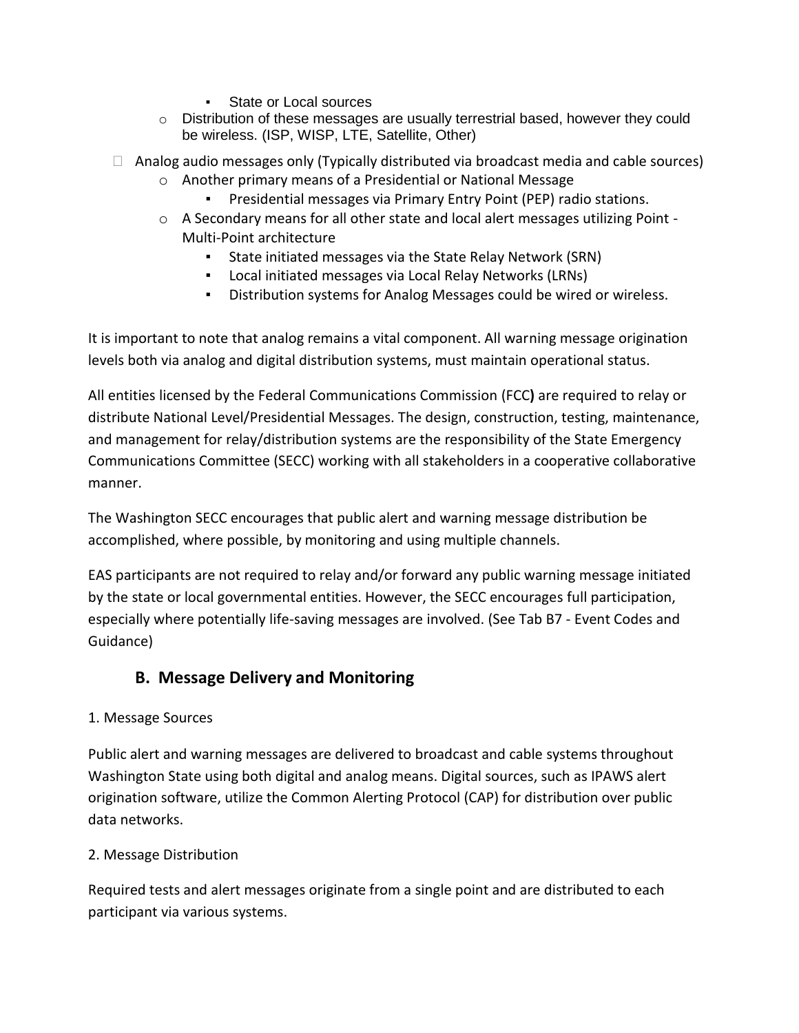- State or Local sources
    - Distribution of these messages are usually terrestrial based, however they could be wireless. (ISP, WISP, LTE, Satellite, Other)
- Analog audio messages only (Typically distributed via broadcast media and cable sources)
    - Another primary means of a Presidential or National Message
        - Presidential messages via Primary Entry Point (PEP) radio stations.
    - A Secondary means for all other state and local alert messages utilizing Point - Multi-Point architecture
        - State initiated messages via the State Relay Network (SRN)
        - Local initiated messages via Local Relay Networks (LRNs)
        - Distribution systems for Analog Messages could be wired or wireless.

It is important to note that analog remains a vital component. All warning message origination levels both via analog and digital distribution systems, must maintain operational status.

All entities licensed by the Federal Communications Commission (FCC**)** are required to relay or distribute National Level/Presidential Messages. The design, construction, testing, maintenance, and management for relay/distribution systems are the responsibility of the State Emergency Communications Committee (SECC) working with all stakeholders in a cooperative collaborative manner.

The Washington SECC encourages that public alert and warning message distribution be accomplished, where possible, by monitoring and using multiple channels.

EAS participants are not required to relay and/or forward any public warning message initiated by the state or local governmental entities. However, the SECC encourages full participation, especially where potentially life-saving messages are involved. (See Tab B7 - Event Codes and Guidance)

## B. Message Delivery and Monitoring

1. Message Sources

Public alert and warning messages are delivered to broadcast and cable systems throughout Washington State using both digital and analog means. Digital sources, such as IPAWS alert origination software, utilize the Common Alerting Protocol (CAP) for distribution over public data networks.

2. Message Distribution

Required tests and alert messages originate from a single point and are distributed to each participant via various systems.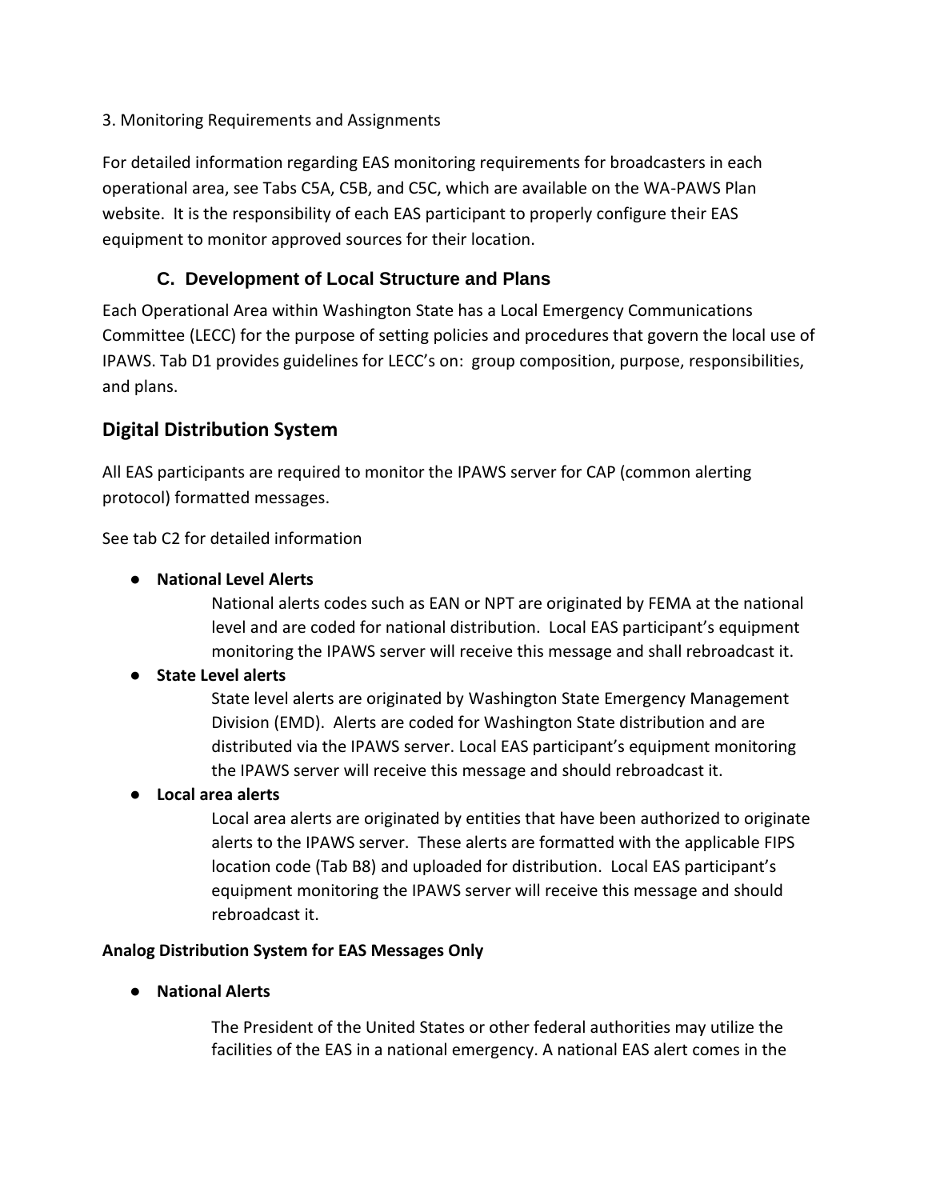3. Monitoring Requirements and Assignments

For detailed information regarding EAS monitoring requirements for broadcasters in each operational area, see Tabs C5A, C5B, and C5C, which are available on the WA-PAWS Plan website. It is the responsibility of each EAS participant to properly configure their EAS equipment to monitor approved sources for their location.

### C. Development of Local Structure and Plans

Each Operational Area within Washington State has a Local Emergency Communications Committee (LECC) for the purpose of setting policies and procedures that govern the local use of IPAWS. Tab D1 provides guidelines for LECC's on: group composition, purpose, responsibilities, and plans.

## Digital Distribution System

All EAS participants are required to monitor the IPAWS server for CAP (common alerting protocol) formatted messages.

See tab C2 for detailed information

- **National Level Alerts**

  National alerts codes such as EAN or NPT are originated by FEMA at the national level and are coded for national distribution. Local EAS participant's equipment monitoring the IPAWS server will receive this message and shall rebroadcast it.

- **State Level alerts**

  State level alerts are originated by Washington State Emergency Management Division (EMD). Alerts are coded for Washington State distribution and are distributed via the IPAWS server. Local EAS participant's equipment monitoring the IPAWS server will receive this message and should rebroadcast it.

- **Local area alerts**

  Local area alerts are originated by entities that have been authorized to originate alerts to the IPAWS server. These alerts are formatted with the applicable FIPS location code (Tab B8) and uploaded for distribution. Local EAS participant's equipment monitoring the IPAWS server will receive this message and should rebroadcast it.

**Analog Distribution System for EAS Messages Only**

- **National Alerts**

  The President of the United States or other federal authorities may utilize the facilities of the EAS in a national emergency. A national EAS alert comes in the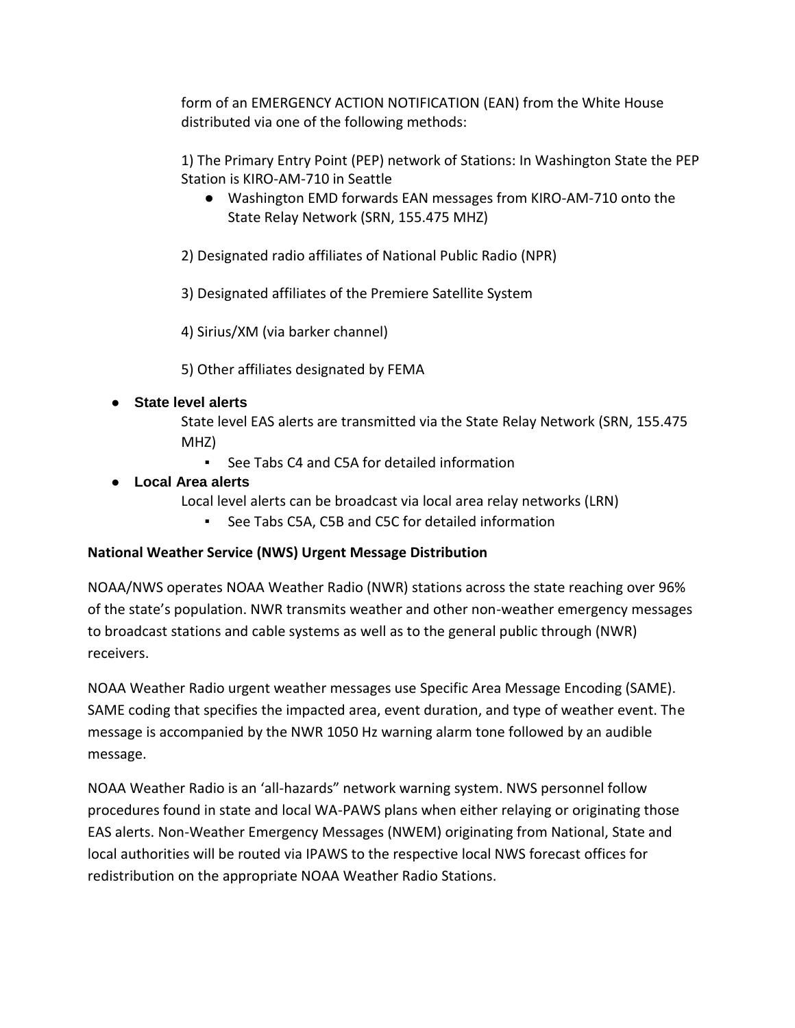form of an EMERGENCY ACTION NOTIFICATION (EAN) from the White House distributed via one of the following methods:

1) The Primary Entry Point (PEP) network of Stations: In Washington State the PEP Station is KIRO-AM-710 in Seattle

- Washington EMD forwards EAN messages from KIRO-AM-710 onto the State Relay Network (SRN, 155.475 MHZ)

2) Designated radio affiliates of National Public Radio (NPR)

3) Designated affiliates of the Premiere Satellite System

4) Sirius/XM (via barker channel)

5) Other affiliates designated by FEMA

- **State level alerts**

  State level EAS alerts are transmitted via the State Relay Network (SRN, 155.475 MHZ)

  - See Tabs C4 and C5A for detailed information

- **Local Area alerts**

  Local level alerts can be broadcast via local area relay networks (LRN)

  - See Tabs C5A, C5B and C5C for detailed information

**National Weather Service (NWS) Urgent Message Distribution**

NOAA/NWS operates NOAA Weather Radio (NWR) stations across the state reaching over 96% of the state's population. NWR transmits weather and other non-weather emergency messages to broadcast stations and cable systems as well as to the general public through (NWR) receivers.

NOAA Weather Radio urgent weather messages use Specific Area Message Encoding (SAME). SAME coding that specifies the impacted area, event duration, and type of weather event. The message is accompanied by the NWR 1050 Hz warning alarm tone followed by an audible message.

NOAA Weather Radio is an 'all-hazards" network warning system. NWS personnel follow procedures found in state and local WA-PAWS plans when either relaying or originating those EAS alerts. Non-Weather Emergency Messages (NWEM) originating from National, State and local authorities will be routed via IPAWS to the respective local NWS forecast offices for redistribution on the appropriate NOAA Weather Radio Stations.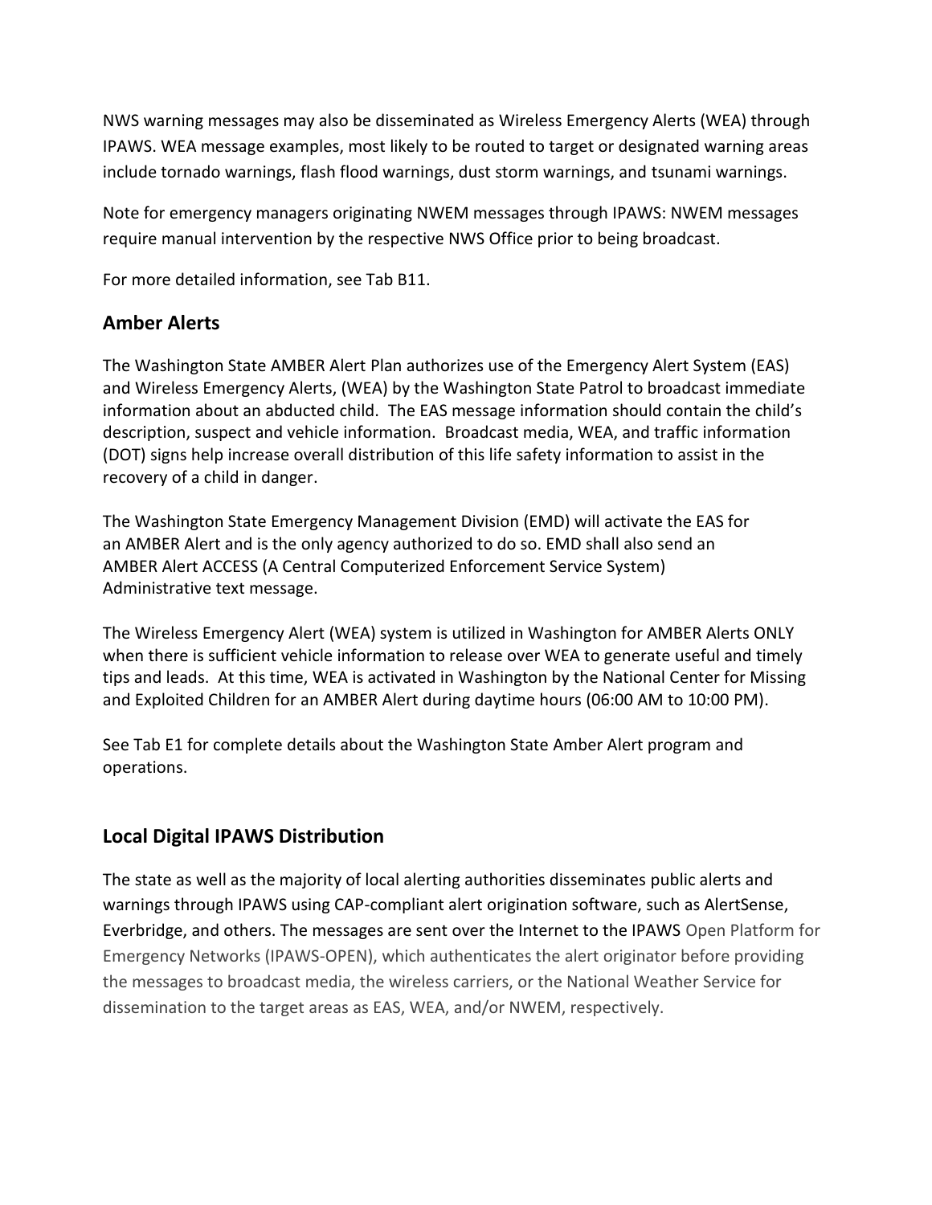NWS warning messages may also be disseminated as Wireless Emergency Alerts (WEA) through IPAWS. WEA message examples, most likely to be routed to target or designated warning areas include tornado warnings, flash flood warnings, dust storm warnings, and tsunami warnings.

Note for emergency managers originating NWEM messages through IPAWS: NWEM messages require manual intervention by the respective NWS Office prior to being broadcast.

For more detailed information, see Tab B11.

## Amber Alerts

The Washington State AMBER Alert Plan authorizes use of the Emergency Alert System (EAS) and Wireless Emergency Alerts, (WEA) by the Washington State Patrol to broadcast immediate information about an abducted child. The EAS message information should contain the child's description, suspect and vehicle information. Broadcast media, WEA, and traffic information (DOT) signs help increase overall distribution of this life safety information to assist in the recovery of a child in danger.

The Washington State Emergency Management Division (EMD) will activate the EAS for an AMBER Alert and is the only agency authorized to do so. EMD shall also send an AMBER Alert ACCESS (A Central Computerized Enforcement Service System) Administrative text message.

The Wireless Emergency Alert (WEA) system is utilized in Washington for AMBER Alerts ONLY when there is sufficient vehicle information to release over WEA to generate useful and timely tips and leads. At this time, WEA is activated in Washington by the National Center for Missing and Exploited Children for an AMBER Alert during daytime hours (06:00 AM to 10:00 PM).

See Tab E1 for complete details about the Washington State Amber Alert program and operations.

## Local Digital IPAWS Distribution

The state as well as the majority of local alerting authorities disseminates public alerts and warnings through IPAWS using CAP-compliant alert origination software, such as AlertSense, Everbridge, and others. The messages are sent over the Internet to the IPAWS Open Platform for Emergency Networks (IPAWS-OPEN), which authenticates the alert originator before providing the messages to broadcast media, the wireless carriers, or the National Weather Service for dissemination to the target areas as EAS, WEA, and/or NWEM, respectively.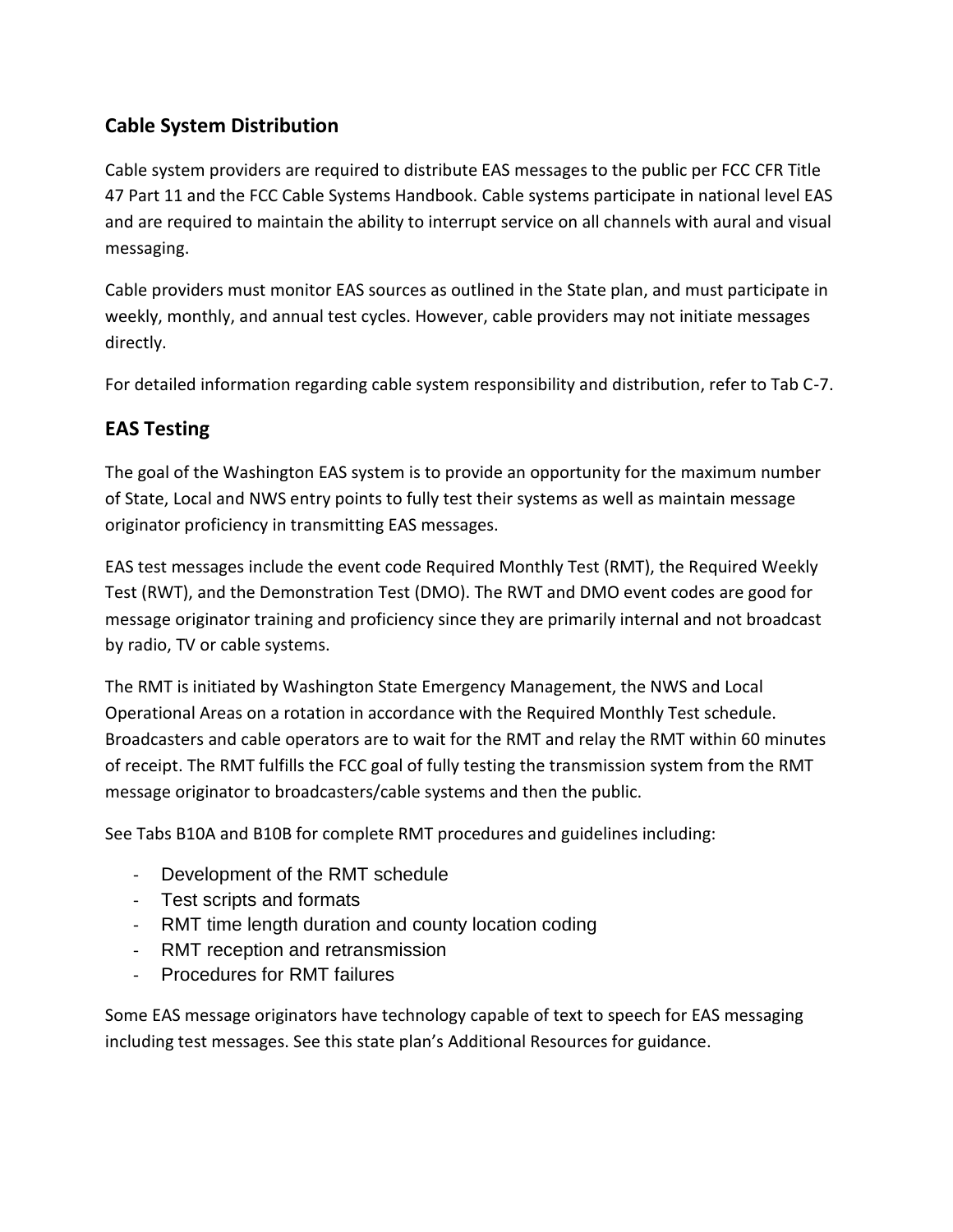## Cable System Distribution

Cable system providers are required to distribute EAS messages to the public per FCC CFR Title 47 Part 11 and the FCC Cable Systems Handbook. Cable systems participate in national level EAS and are required to maintain the ability to interrupt service on all channels with aural and visual messaging.

Cable providers must monitor EAS sources as outlined in the State plan, and must participate in weekly, monthly, and annual test cycles. However, cable providers may not initiate messages directly.

For detailed information regarding cable system responsibility and distribution, refer to Tab C-7.

## EAS Testing

The goal of the Washington EAS system is to provide an opportunity for the maximum number of State, Local and NWS entry points to fully test their systems as well as maintain message originator proficiency in transmitting EAS messages.

EAS test messages include the event code Required Monthly Test (RMT), the Required Weekly Test (RWT), and the Demonstration Test (DMO). The RWT and DMO event codes are good for message originator training and proficiency since they are primarily internal and not broadcast by radio, TV or cable systems.

The RMT is initiated by Washington State Emergency Management, the NWS and Local Operational Areas on a rotation in accordance with the Required Monthly Test schedule. Broadcasters and cable operators are to wait for the RMT and relay the RMT within 60 minutes of receipt. The RMT fulfills the FCC goal of fully testing the transmission system from the RMT message originator to broadcasters/cable systems and then the public.

See Tabs B10A and B10B for complete RMT procedures and guidelines including:

- Development of the RMT schedule
- Test scripts and formats
- RMT time length duration and county location coding
- RMT reception and retransmission
- Procedures for RMT failures

Some EAS message originators have technology capable of text to speech for EAS messaging including test messages. See this state plan's Additional Resources for guidance.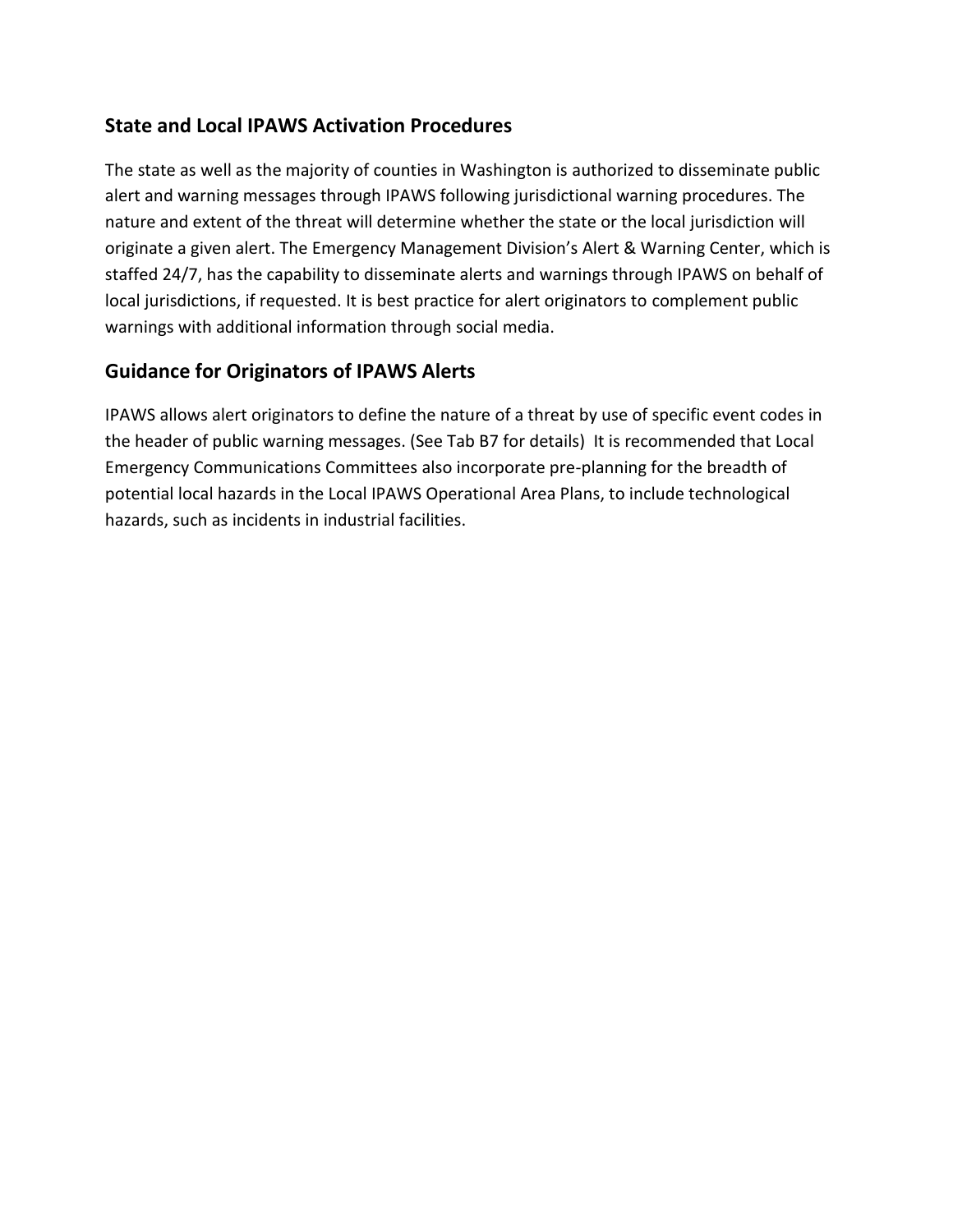## State and Local IPAWS Activation Procedures

The state as well as the majority of counties in Washington is authorized to disseminate public alert and warning messages through IPAWS following jurisdictional warning procedures. The nature and extent of the threat will determine whether the state or the local jurisdiction will originate a given alert. The Emergency Management Division's Alert & Warning Center, which is staffed 24/7, has the capability to disseminate alerts and warnings through IPAWS on behalf of local jurisdictions, if requested. It is best practice for alert originators to complement public warnings with additional information through social media.

## Guidance for Originators of IPAWS Alerts

IPAWS allows alert originators to define the nature of a threat by use of specific event codes in the header of public warning messages. (See Tab B7 for details) It is recommended that Local Emergency Communications Committees also incorporate pre-planning for the breadth of potential local hazards in the Local IPAWS Operational Area Plans, to include technological hazards, such as incidents in industrial facilities.